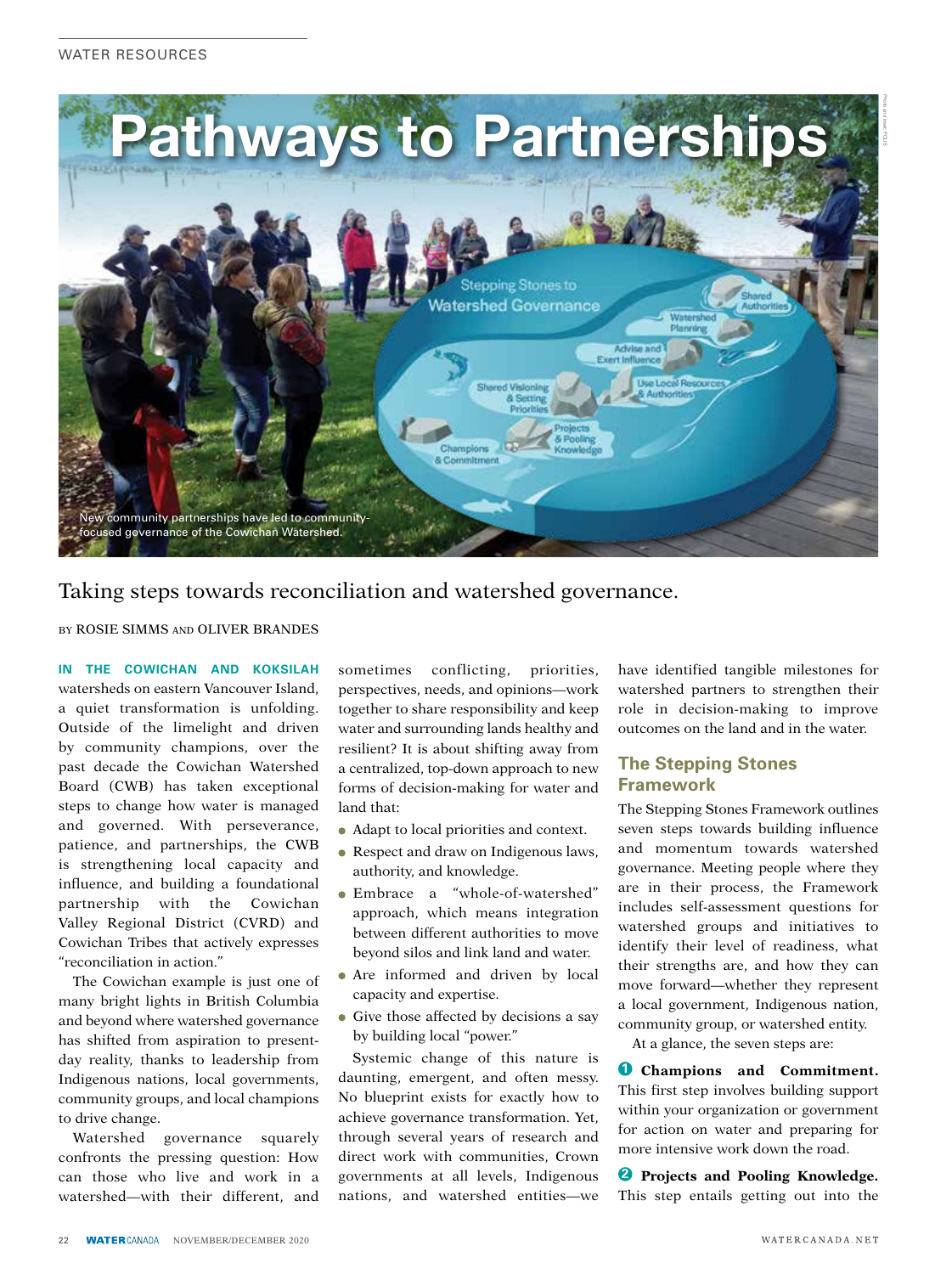# Pathways to Partnerships

Stepping Stones to Watershed Governance

Shared Authorities

Watershed Planning

Advise and Exert Influence

Use Local Resources & Authorities

Shared Visioning & Setting Priorities

Projects & Pooling Knowledge

Champions & Commitment

New community partnerships have led to community-focused governance of the Cowichan Watershed.

Taking steps towards reconciliation and watershed governance.

BY ROSIE SIMMS AND OLIVER BRANDES

**IN THE COWICHAN AND KOKSILAH** watersheds on eastern Vancouver Island, a quiet transformation is unfolding. Outside of the limelight and driven by community champions, over the past decade the Cowichan Watershed Board (CWB) has taken exceptional steps to change how water is managed and governed. With perseverance, patience, and partnerships, the CWB is strengthening local capacity and influence, and building a foundational partnership with the Cowichan Valley Regional District (CVRD) and Cowichan Tribes that actively expresses "reconciliation in action."

The Cowichan example is just one of many bright lights in British Columbia and beyond where watershed governance has shifted from aspiration to present-day reality, thanks to leadership from Indigenous nations, local governments, community groups, and local champions to drive change.

Watershed governance squarely confronts the pressing question: How can those who live and work in a watershed—with their different, and sometimes conflicting, priorities, perspectives, needs, and opinions—work together to share responsibility and keep water and surrounding lands healthy and resilient? It is about shifting away from a centralized, top-down approach to new forms of decision-making for water and land that:

- Adapt to local priorities and context.
- Respect and draw on Indigenous laws, authority, and knowledge.
- Embrace a "whole-of-watershed" approach, which means integration between different authorities to move beyond silos and link land and water.
- Are informed and driven by local capacity and expertise.
- Give those affected by decisions a say by building local "power."

Systemic change of this nature is daunting, emergent, and often messy. No blueprint exists for exactly how to achieve governance transformation. Yet, through several years of research and direct work with communities, Crown governments at all levels, Indigenous nations, and watershed entities—we have identified tangible milestones for watershed partners to strengthen their role in decision-making to improve outcomes on the land and in the water.

## The Stepping Stones Framework

The Stepping Stones Framework outlines seven steps towards building influence and momentum towards watershed governance. Meeting people where they are in their process, the Framework includes self-assessment questions for watershed groups and initiatives to identify their level of readiness, what their strengths are, and how they can move forward—whether they represent a local government, Indigenous nation, community group, or watershed entity.

At a glance, the seven steps are:

❶ **Champions and Commitment.** This first step involves building support within your organization or government for action on water and preparing for more intensive work down the road.

❷ **Projects and Pooling Knowledge.** This step entails getting out into the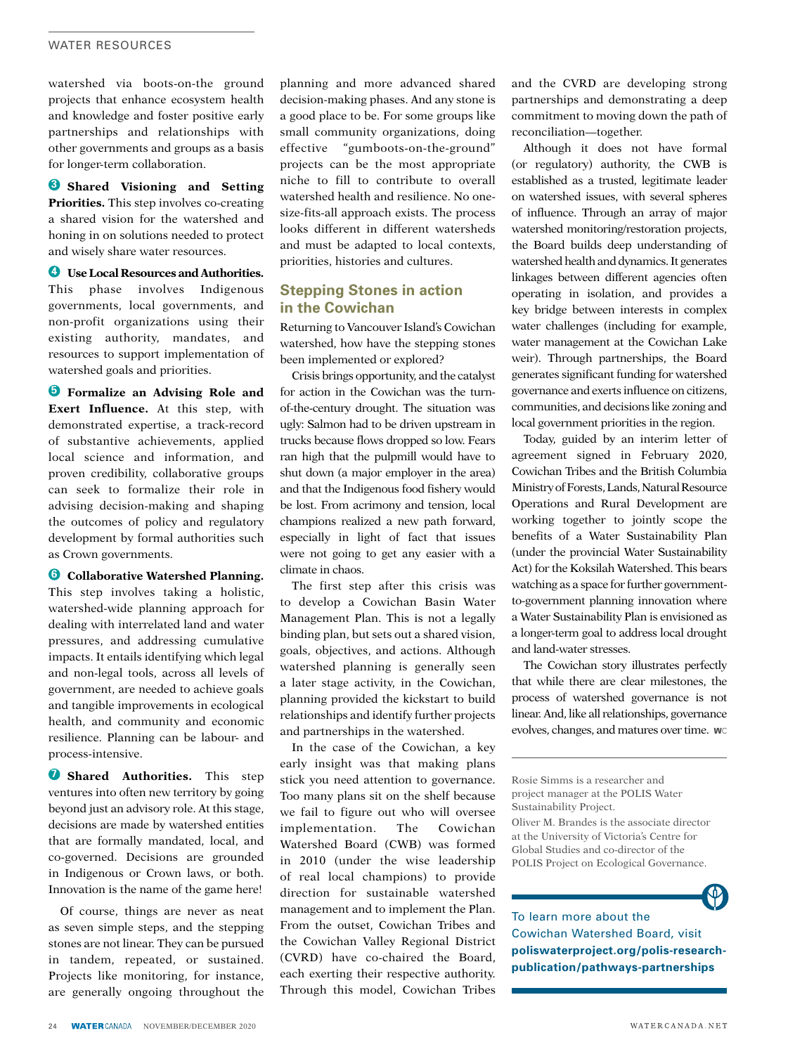watershed via boots-on-the ground projects that enhance ecosystem health and knowledge and foster positive early partnerships and relationships with other governments and groups as a basis for longer-term collaboration.

**3 Shared Visioning and Setting Priorities.** This step involves co-creating a shared vision for the watershed and honing in on solutions needed to protect and wisely share water resources.

**4 Use Local Resources and Authorities.** This phase involves Indigenous governments, local governments, and non-profit organizations using their existing authority, mandates, and resources to support implementation of watershed goals and priorities.

**5 Formalize an Advising Role and Exert Influence.** At this step, with demonstrated expertise, a track-record of substantive achievements, applied local science and information, and proven credibility, collaborative groups can seek to formalize their role in advising decision-making and shaping the outcomes of policy and regulatory development by formal authorities such as Crown governments.

**6 Collaborative Watershed Planning.** This step involves taking a holistic, watershed-wide planning approach for dealing with interrelated land and water pressures, and addressing cumulative impacts. It entails identifying which legal and non-legal tools, across all levels of government, are needed to achieve goals and tangible improvements in ecological health, and community and economic resilience. Planning can be labour- and process-intensive.

**7 Shared Authorities.** This step ventures into often new territory by going beyond just an advisory role. At this stage, decisions are made by watershed entities that are formally mandated, local, and co-governed. Decisions are grounded in Indigenous or Crown laws, or both. Innovation is the name of the game here!

Of course, things are never as neat as seven simple steps, and the stepping stones are not linear. They can be pursued in tandem, repeated, or sustained. Projects like monitoring, for instance, are generally ongoing throughout the planning and more advanced shared decision-making phases. And any stone is a good place to be. For some groups like small community organizations, doing effective "gumboots-on-the-ground" projects can be the most appropriate niche to fill to contribute to overall watershed health and resilience. No one-size-fits-all approach exists. The process looks different in different watersheds and must be adapted to local contexts, priorities, histories and cultures.

## Stepping Stones in action in the Cowichan

Returning to Vancouver Island's Cowichan watershed, how have the stepping stones been implemented or explored?

Crisis brings opportunity, and the catalyst for action in the Cowichan was the turn-of-the-century drought. The situation was ugly: Salmon had to be driven upstream in trucks because flows dropped so low. Fears ran high that the pulpmill would have to shut down (a major employer in the area) and that the Indigenous food fishery would be lost. From acrimony and tension, local champions realized a new path forward, especially in light of fact that issues were not going to get any easier with a climate in chaos.

The first step after this crisis was to develop a Cowichan Basin Water Management Plan. This is not a legally binding plan, but sets out a shared vision, goals, objectives, and actions. Although watershed planning is generally seen a later stage activity, in the Cowichan, planning provided the kickstart to build relationships and identify further projects and partnerships in the watershed.

In the case of the Cowichan, a key early insight was that making plans stick you need attention to governance. Too many plans sit on the shelf because we fail to figure out who will oversee implementation. The Cowichan Watershed Board (CWB) was formed in 2010 (under the wise leadership of real local champions) to provide direction for sustainable watershed management and to implement the Plan. From the outset, Cowichan Tribes and the Cowichan Valley Regional District (CVRD) have co-chaired the Board, each exerting their respective authority. Through this model, Cowichan Tribes and the CVRD are developing strong partnerships and demonstrating a deep commitment to moving down the path of reconciliation—together.

Although it does not have formal (or regulatory) authority, the CWB is established as a trusted, legitimate leader on watershed issues, with several spheres of influence. Through an array of major watershed monitoring/restoration projects, the Board builds deep understanding of watershed health and dynamics. It generates linkages between different agencies often operating in isolation, and provides a key bridge between interests in complex water challenges (including for example, water management at the Cowichan Lake weir). Through partnerships, the Board generates significant funding for watershed governance and exerts influence on citizens, communities, and decisions like zoning and local government priorities in the region.

Today, guided by an interim letter of agreement signed in February 2020, Cowichan Tribes and the British Columbia Ministry of Forests, Lands, Natural Resource Operations and Rural Development are working together to jointly scope the benefits of a Water Sustainability Plan (under the provincial Water Sustainability Act) for the Koksilah Watershed. This bears watching as a space for further government-to-government planning innovation where a Water Sustainability Plan is envisioned as a longer-term goal to address local drought and land-water stresses.

The Cowichan story illustrates perfectly that while there are clear milestones, the process of watershed governance is not linear. And, like all relationships, governance evolves, changes, and matures over time. WC

---

Rosie Simms is a researcher and project manager at the POLIS Water Sustainability Project.

Oliver M. Brandes is the associate director at the University of Victoria's Centre for Global Studies and co-director of the POLIS Project on Ecological Governance.

To learn more about the Cowichan Watershed Board, visit **polis waterproject.org/polis-research-publication/pathways-partnerships**